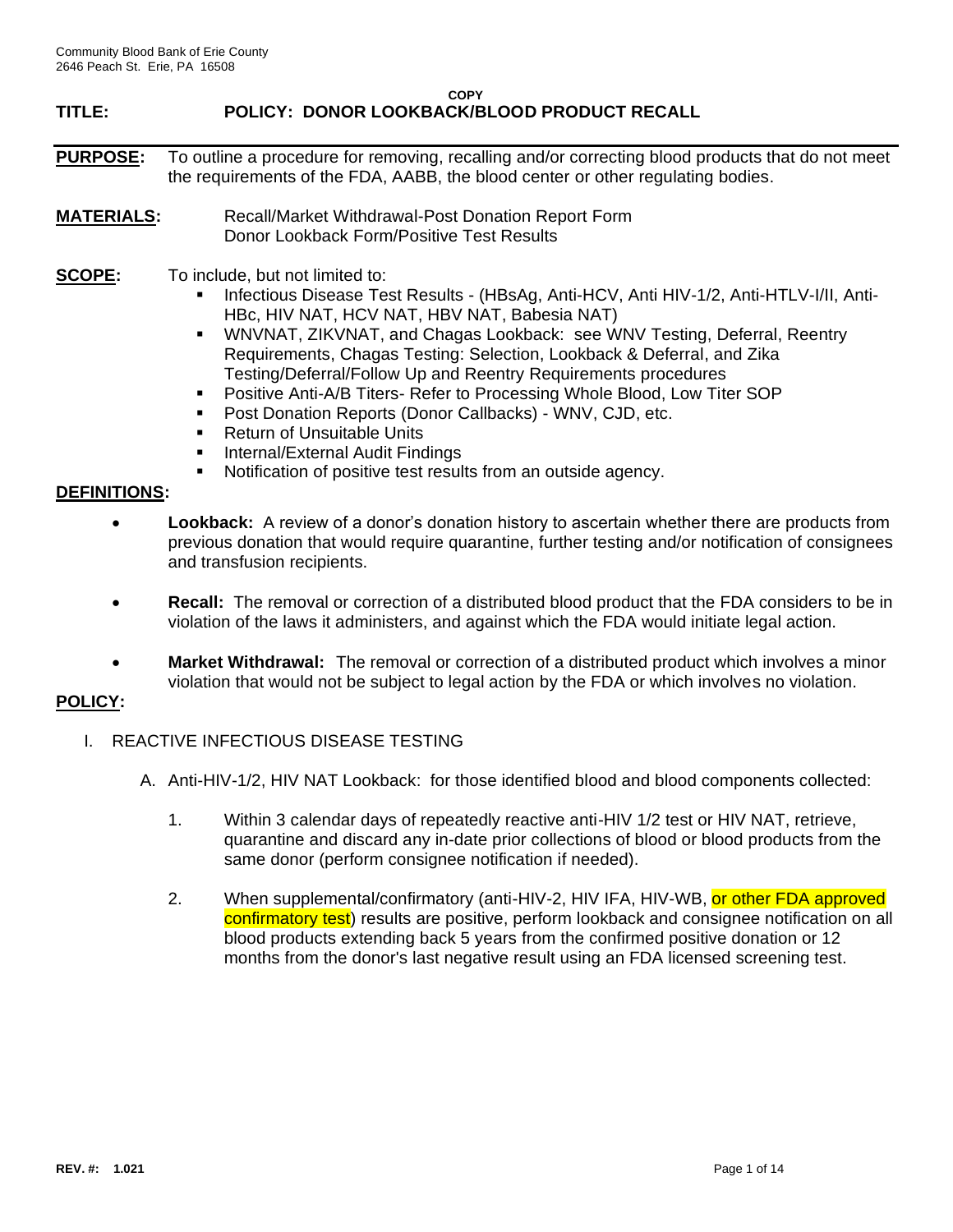Community Blood Bank of Erie County
2646 Peach St. Erie, PA 16508

COPY

# TITLE: POLICY: DONOR LOOKBACK/BLOOD PRODUCT RECALL

**PURPOSE:** To outline a procedure for removing, recalling and/or correcting blood products that do not meet the requirements of the FDA, AABB, the blood center or other regulating bodies.

**MATERIALS:** Recall/Market Withdrawal-Post Donation Report Form
Donor Lookback Form/Positive Test Results

**SCOPE:** To include, but not limited to:

- Infectious Disease Test Results - (HBsAg, Anti-HCV, Anti HIV-1/2, Anti-HTLV-I/II, Anti-HBc, HIV NAT, HCV NAT, HBV NAT, Babesia NAT)
- WNVNAT, ZIKVNAT, and Chagas Lookback: see WNV Testing, Deferral, Reentry Requirements, Chagas Testing: Selection, Lookback & Deferral, and Zika Testing/Deferral/Follow Up and Reentry Requirements procedures
- Positive Anti-A/B Titers- Refer to Processing Whole Blood, Low Titer SOP
- Post Donation Reports (Donor Callbacks) - WNV, CJD, etc.
- Return of Unsuitable Units
- Internal/External Audit Findings
- Notification of positive test results from an outside agency.

**DEFINITIONS:**

- **Lookback:** A review of a donor's donation history to ascertain whether there are products from previous donation that would require quarantine, further testing and/or notification of consignees and transfusion recipients.
- **Recall:** The removal or correction of a distributed blood product that the FDA considers to be in violation of the laws it administers, and against which the FDA would initiate legal action.
- **Market Withdrawal:** The removal or correction of a distributed product which involves a minor violation that would not be subject to legal action by the FDA or which involves no violation.

**POLICY:**

I. REACTIVE INFECTIOUS DISEASE TESTING

A. Anti-HIV-1/2, HIV NAT Lookback: for those identified blood and blood components collected:

1. Within 3 calendar days of repeatedly reactive anti-HIV 1/2 test or HIV NAT, retrieve, quarantine and discard any in-date prior collections of blood or blood products from the same donor (perform consignee notification if needed).
2. When supplemental/confirmatory (anti-HIV-2, HIV IFA, HIV-WB, or other FDA approved confirmatory test) results are positive, perform lookback and consignee notification on all blood products extending back 5 years from the confirmed positive donation or 12 months from the donor's last negative result using an FDA licensed screening test.

REV. #: 1.021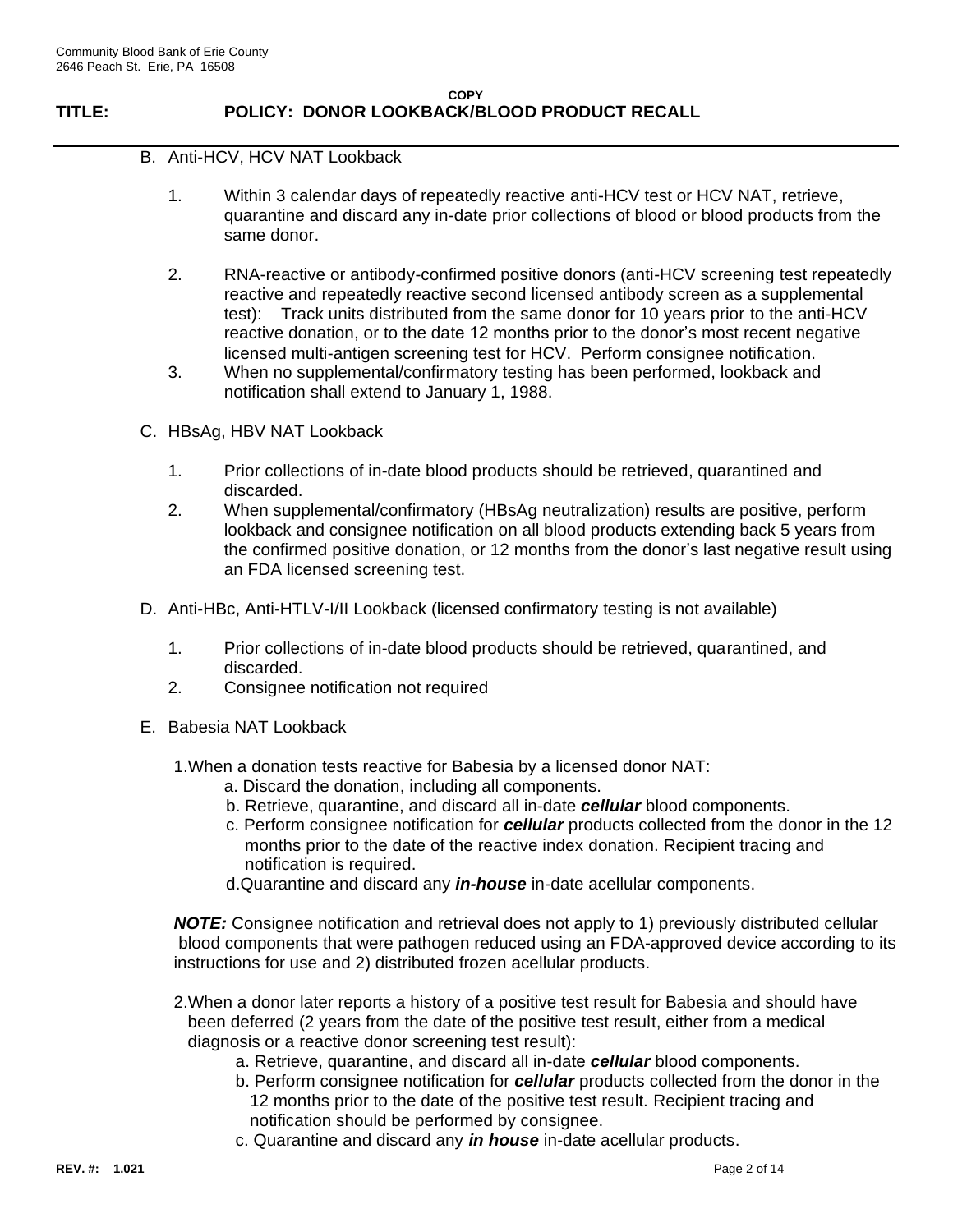B. Anti-HCV, HCV NAT Lookback

1. Within 3 calendar days of repeatedly reactive anti-HCV test or HCV NAT, retrieve, quarantine and discard any in-date prior collections of blood or blood products from the same donor.
2. RNA-reactive or antibody-confirmed positive donors (anti-HCV screening test repeatedly reactive and repeatedly reactive second licensed antibody screen as a supplemental test): Track units distributed from the same donor for 10 years prior to the anti-HCV reactive donation, or to the date 12 months prior to the donor's most recent negative licensed multi-antigen screening test for HCV. Perform consignee notification.
3. When no supplemental/confirmatory testing has been performed, lookback and notification shall extend to January 1, 1988.

C. HBsAg, HBV NAT Lookback

1. Prior collections of in-date blood products should be retrieved, quarantined and discarded.
2. When supplemental/confirmatory (HBsAg neutralization) results are positive, perform lookback and consignee notification on all blood products extending back 5 years from the confirmed positive donation, or 12 months from the donor's last negative result using an FDA licensed screening test.

D. Anti-HBc, Anti-HTLV-I/II Lookback (licensed confirmatory testing is not available)

1. Prior collections of in-date blood products should be retrieved, quarantined, and discarded.
2. Consignee notification not required

E. Babesia NAT Lookback

1. When a donation tests reactive for Babesia by a licensed donor NAT:
   a. Discard the donation, including all components.
   b. Retrieve, quarantine, and discard all in-date ***cellular*** blood components.
   c. Perform consignee notification for ***cellular*** products collected from the donor in the 12 months prior to the date of the reactive index donation. Recipient tracing and notification is required.
   d. Quarantine and discard any ***in-house*** in-date acellular components.

***NOTE:*** Consignee notification and retrieval does not apply to 1) previously distributed cellular blood components that were pathogen reduced using an FDA-approved device according to its instructions for use and 2) distributed frozen acellular products.

2. When a donor later reports a history of a positive test result for Babesia and should have been deferred (2 years from the date of the positive test result, either from a medical diagnosis or a reactive donor screening test result):
   a. Retrieve, quarantine, and discard all in-date ***cellular*** blood components.
   b. Perform consignee notification for ***cellular*** products collected from the donor in the 12 months prior to the date of the positive test result. Recipient tracing and notification should be performed by consignee.
   c. Quarantine and discard any ***in house*** in-date acellular products.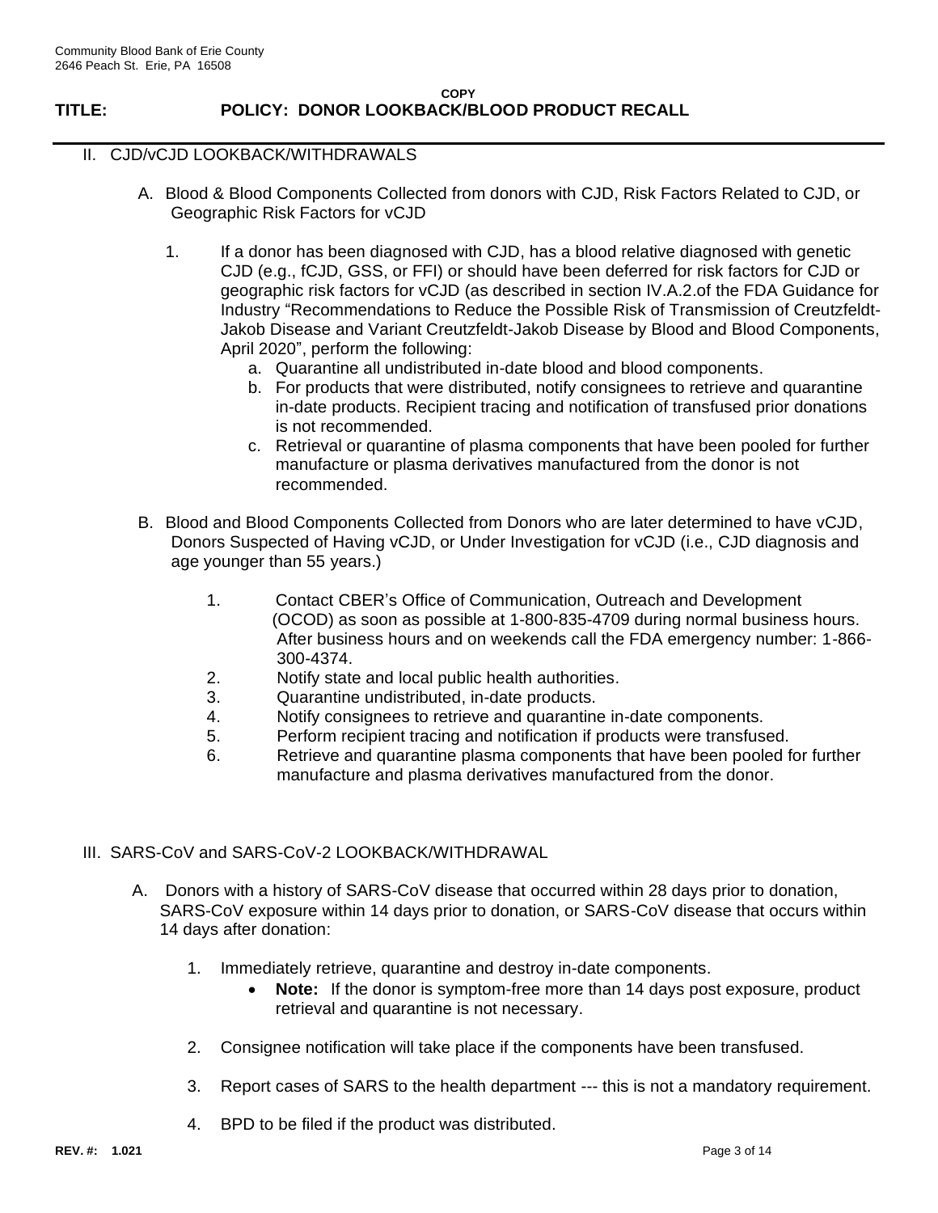## II. CJD/vCJD LOOKBACK/WITHDRAWALS

A. Blood & Blood Components Collected from donors with CJD, Risk Factors Related to CJD, or Geographic Risk Factors for vCJD

1. If a donor has been diagnosed with CJD, has a blood relative diagnosed with genetic CJD (e.g., fCJD, GSS, or FFI) or should have been deferred for risk factors for CJD or geographic risk factors for vCJD (as described in section IV.A.2.of the FDA Guidance for Industry "Recommendations to Reduce the Possible Risk of Transmission of Creutzfeldt-Jakob Disease and Variant Creutzfeldt-Jakob Disease by Blood and Blood Components, April 2020", perform the following:
   a. Quarantine all undistributed in-date blood and blood components.
   b. For products that were distributed, notify consignees to retrieve and quarantine in-date products. Recipient tracing and notification of transfused prior donations is not recommended.
   c. Retrieval or quarantine of plasma components that have been pooled for further manufacture or plasma derivatives manufactured from the donor is not recommended.

B. Blood and Blood Components Collected from Donors who are later determined to have vCJD, Donors Suspected of Having vCJD, or Under Investigation for vCJD (i.e., CJD diagnosis and age younger than 55 years.)

1. Contact CBER's Office of Communication, Outreach and Development (OCOD) as soon as possible at 1-800-835-4709 during normal business hours. After business hours and on weekends call the FDA emergency number: 1-866-300-4374.
2. Notify state and local public health authorities.
3. Quarantine undistributed, in-date products.
4. Notify consignees to retrieve and quarantine in-date components.
5. Perform recipient tracing and notification if products were transfused.
6. Retrieve and quarantine plasma components that have been pooled for further manufacture and plasma derivatives manufactured from the donor.

## III. SARS-CoV and SARS-CoV-2 LOOKBACK/WITHDRAWAL

A. Donors with a history of SARS-CoV disease that occurred within 28 days prior to donation, SARS-CoV exposure within 14 days prior to donation, or SARS-CoV disease that occurs within 14 days after donation:

1. Immediately retrieve, quarantine and destroy in-date components.
   - **Note:** If the donor is symptom-free more than 14 days post exposure, product retrieval and quarantine is not necessary.

2. Consignee notification will take place if the components have been transfused.

3. Report cases of SARS to the health department --- this is not a mandatory requirement.

4. BPD to be filed if the product was distributed.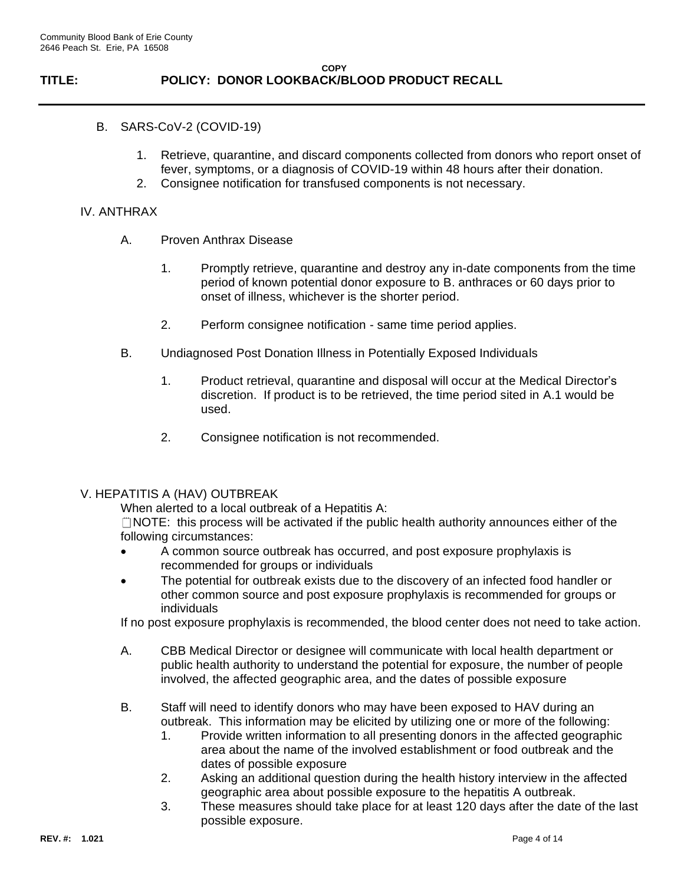B. SARS-CoV-2 (COVID-19)

1. Retrieve, quarantine, and discard components collected from donors who report onset of fever, symptoms, or a diagnosis of COVID-19 within 48 hours after their donation.
2. Consignee notification for transfused components is not necessary.

## IV. ANTHRAX

A. Proven Anthrax Disease

1. Promptly retrieve, quarantine and destroy any in-date components from the time period of known potential donor exposure to B. anthraces or 60 days prior to onset of illness, whichever is the shorter period.

2. Perform consignee notification - same time period applies.

B. Undiagnosed Post Donation Illness in Potentially Exposed Individuals

1. Product retrieval, quarantine and disposal will occur at the Medical Director's discretion. If product is to be retrieved, the time period sited in A.1 would be used.

2. Consignee notification is not recommended.

## V. HEPATITIS A (HAV) OUTBREAK

When alerted to a local outbreak of a Hepatitis A:

NOTE: this process will be activated if the public health authority announces either of the following circumstances:

- A common source outbreak has occurred, and post exposure prophylaxis is recommended for groups or individuals
- The potential for outbreak exists due to the discovery of an infected food handler or other common source and post exposure prophylaxis is recommended for groups or individuals

If no post exposure prophylaxis is recommended, the blood center does not need to take action.

A. CBB Medical Director or designee will communicate with local health department or public health authority to understand the potential for exposure, the number of people involved, the affected geographic area, and the dates of possible exposure

B. Staff will need to identify donors who may have been exposed to HAV during an outbreak. This information may be elicited by utilizing one or more of the following:

1. Provide written information to all presenting donors in the affected geographic area about the name of the involved establishment or food outbreak and the dates of possible exposure
2. Asking an additional question during the health history interview in the affected geographic area about possible exposure to the hepatitis A outbreak.
3. These measures should take place for at least 120 days after the date of the last possible exposure.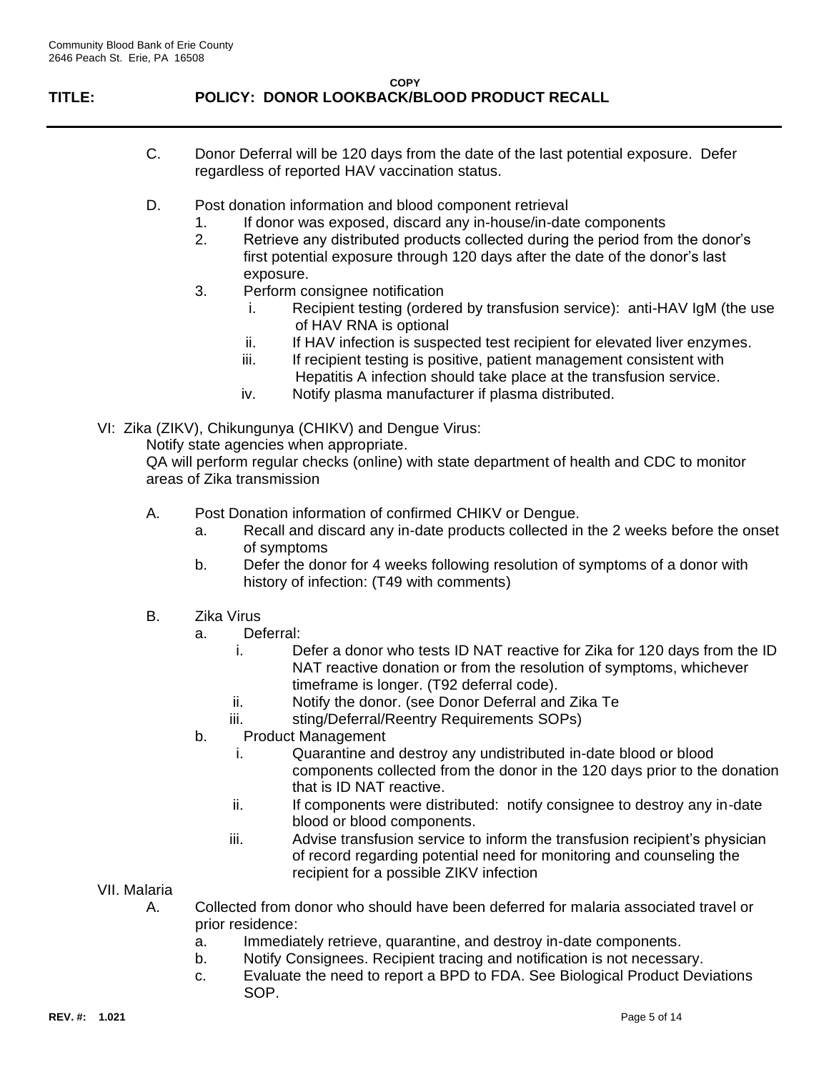C. Donor Deferral will be 120 days from the date of the last potential exposure. Defer regardless of reported HAV vaccination status.

D. Post donation information and blood component retrieval

1. If donor was exposed, discard any in-house/in-date components
2. Retrieve any distributed products collected during the period from the donor's first potential exposure through 120 days after the date of the donor's last exposure.
3. Perform consignee notification
   - i. Recipient testing (ordered by transfusion service): anti-HAV IgM (the use of HAV RNA is optional
   - ii. If HAV infection is suspected test recipient for elevated liver enzymes.
   - iii. If recipient testing is positive, patient management consistent with Hepatitis A infection should take place at the transfusion service.
   - iv. Notify plasma manufacturer if plasma distributed.

VI: Zika (ZIKV), Chikungunya (CHIKV) and Dengue Virus:

Notify state agencies when appropriate.
QA will perform regular checks (online) with state department of health and CDC to monitor areas of Zika transmission

A. Post Donation information of confirmed CHIKV or Dengue.

- a. Recall and discard any in-date products collected in the 2 weeks before the onset of symptoms
- b. Defer the donor for 4 weeks following resolution of symptoms of a donor with history of infection: (T49 with comments)

B. Zika Virus

- a. Deferral:
  - i. Defer a donor who tests ID NAT reactive for Zika for 120 days from the ID NAT reactive donation or from the resolution of symptoms, whichever timeframe is longer. (T92 deferral code).
  - ii. Notify the donor. (see Donor Deferral and Zika Te
  - iii. sting/Deferral/Reentry Requirements SOPs)
- b. Product Management
  - i. Quarantine and destroy any undistributed in-date blood or blood components collected from the donor in the 120 days prior to the donation that is ID NAT reactive.
  - ii. If components were distributed: notify consignee to destroy any in-date blood or blood components.
  - iii. Advise transfusion service to inform the transfusion recipient's physician of record regarding potential need for monitoring and counseling the recipient for a possible ZIKV infection

VII. Malaria

A. Collected from donor who should have been deferred for malaria associated travel or prior residence:

- a. Immediately retrieve, quarantine, and destroy in-date components.
- b. Notify Consignees. Recipient tracing and notification is not necessary.
- c. Evaluate the need to report a BPD to FDA. See Biological Product Deviations SOP.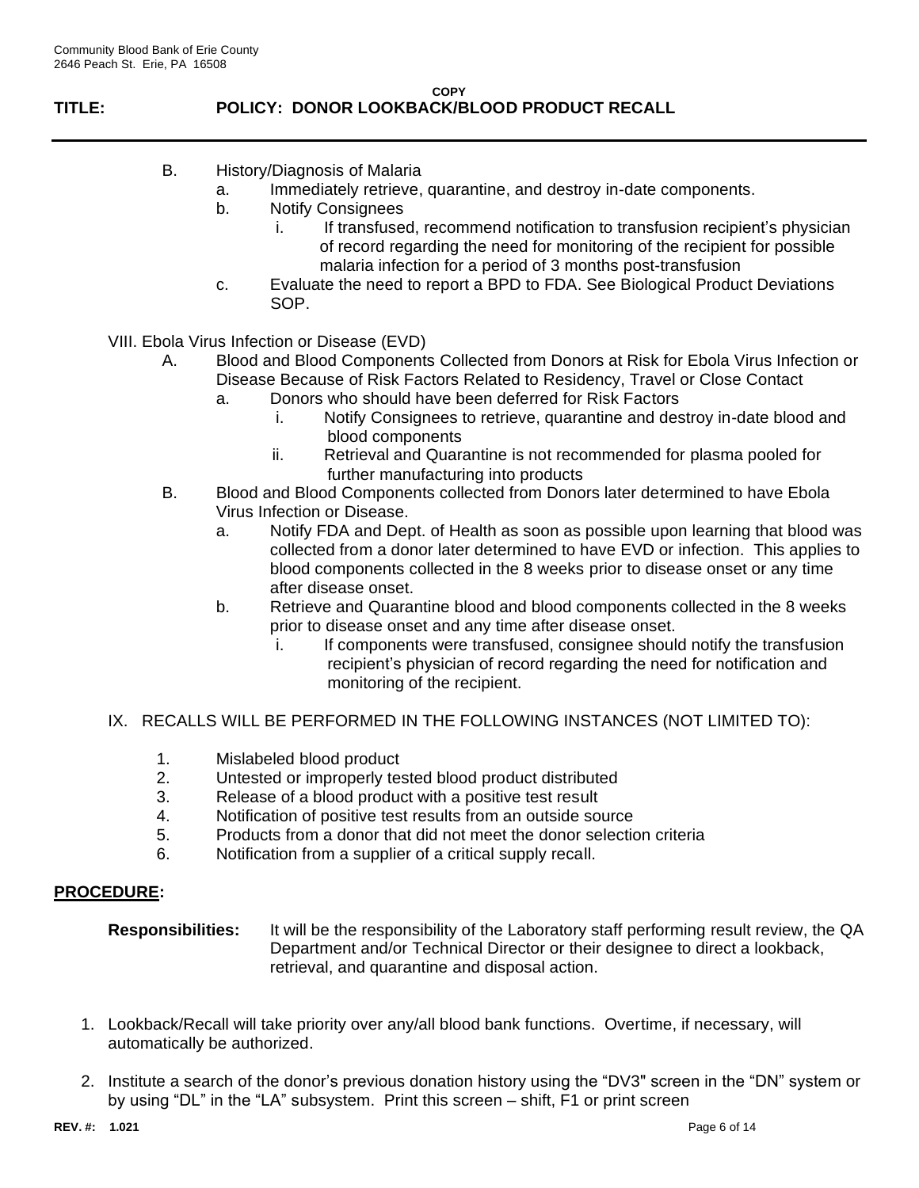B. History/Diagnosis of Malaria
   a. Immediately retrieve, quarantine, and destroy in-date components.
   b. Notify Consignees
      i. If transfused, recommend notification to transfusion recipient's physician of record regarding the need for monitoring of the recipient for possible malaria infection for a period of 3 months post-transfusion
   c. Evaluate the need to report a BPD to FDA. See Biological Product Deviations SOP.

VIII. Ebola Virus Infection or Disease (EVD)

A. Blood and Blood Components Collected from Donors at Risk for Ebola Virus Infection or Disease Because of Risk Factors Related to Residency, Travel or Close Contact
   a. Donors who should have been deferred for Risk Factors
      i. Notify Consignees to retrieve, quarantine and destroy in-date blood and blood components
      ii. Retrieval and Quarantine is not recommended for plasma pooled for further manufacturing into products

B. Blood and Blood Components collected from Donors later determined to have Ebola Virus Infection or Disease.
   a. Notify FDA and Dept. of Health as soon as possible upon learning that blood was collected from a donor later determined to have EVD or infection. This applies to blood components collected in the 8 weeks prior to disease onset or any time after disease onset.
   b. Retrieve and Quarantine blood and blood components collected in the 8 weeks prior to disease onset and any time after disease onset.
      i. If components were transfused, consignee should notify the transfusion recipient's physician of record regarding the need for notification and monitoring of the recipient.

IX. RECALLS WILL BE PERFORMED IN THE FOLLOWING INSTANCES (NOT LIMITED TO):

1. Mislabeled blood product
2. Untested or improperly tested blood product distributed
3. Release of a blood product with a positive test result
4. Notification of positive test results from an outside source
5. Products from a donor that did not meet the donor selection criteria
6. Notification from a supplier of a critical supply recall.

## PROCEDURE:

**Responsibilities:** It will be the responsibility of the Laboratory staff performing result review, the QA Department and/or Technical Director or their designee to direct a lookback, retrieval, and quarantine and disposal action.

1. Lookback/Recall will take priority over any/all blood bank functions. Overtime, if necessary, will automatically be authorized.

2. Institute a search of the donor's previous donation history using the "DV3" screen in the "DN" system or by using "DL" in the "LA" subsystem. Print this screen – shift, F1 or print screen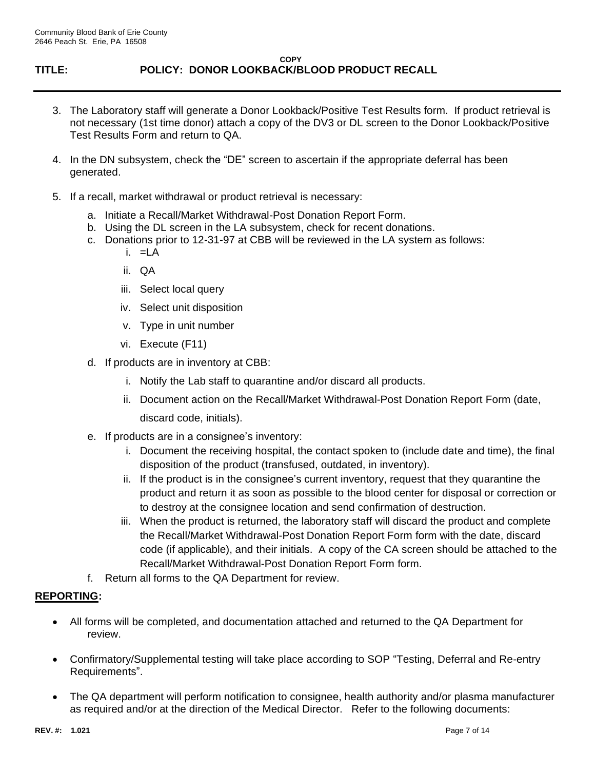3. The Laboratory staff will generate a Donor Lookback/Positive Test Results form. If product retrieval is not necessary (1st time donor) attach a copy of the DV3 or DL screen to the Donor Lookback/Positive Test Results Form and return to QA.

4. In the DN subsystem, check the "DE" screen to ascertain if the appropriate deferral has been generated.

5. If a recall, market withdrawal or product retrieval is necessary:
   a. Initiate a Recall/Market Withdrawal-Post Donation Report Form.
   b. Using the DL screen in the LA subsystem, check for recent donations.
   c. Donations prior to 12-31-97 at CBB will be reviewed in the LA system as follows:
      i. =LA
      ii. QA
      iii. Select local query
      iv. Select unit disposition
      v. Type in unit number
      vi. Execute (F11)
   d. If products are in inventory at CBB:
      i. Notify the Lab staff to quarantine and/or discard all products.
      ii. Document action on the Recall/Market Withdrawal-Post Donation Report Form (date, discard code, initials).
   e. If products are in a consignee's inventory:
      i. Document the receiving hospital, the contact spoken to (include date and time), the final disposition of the product (transfused, outdated, in inventory).
      ii. If the product is in the consignee's current inventory, request that they quarantine the product and return it as soon as possible to the blood center for disposal or correction or to destroy at the consignee location and send confirmation of destruction.
      iii. When the product is returned, the laboratory staff will discard the product and complete the Recall/Market Withdrawal-Post Donation Report Form form with the date, discard code (if applicable), and their initials. A copy of the CA screen should be attached to the Recall/Market Withdrawal-Post Donation Report Form form.
   f. Return all forms to the QA Department for review.

**REPORTING:**

- All forms will be completed, and documentation attached and returned to the QA Department for review.
- Confirmatory/Supplemental testing will take place according to SOP "Testing, Deferral and Re-entry Requirements".
- The QA department will perform notification to consignee, health authority and/or plasma manufacturer as required and/or at the direction of the Medical Director. Refer to the following documents: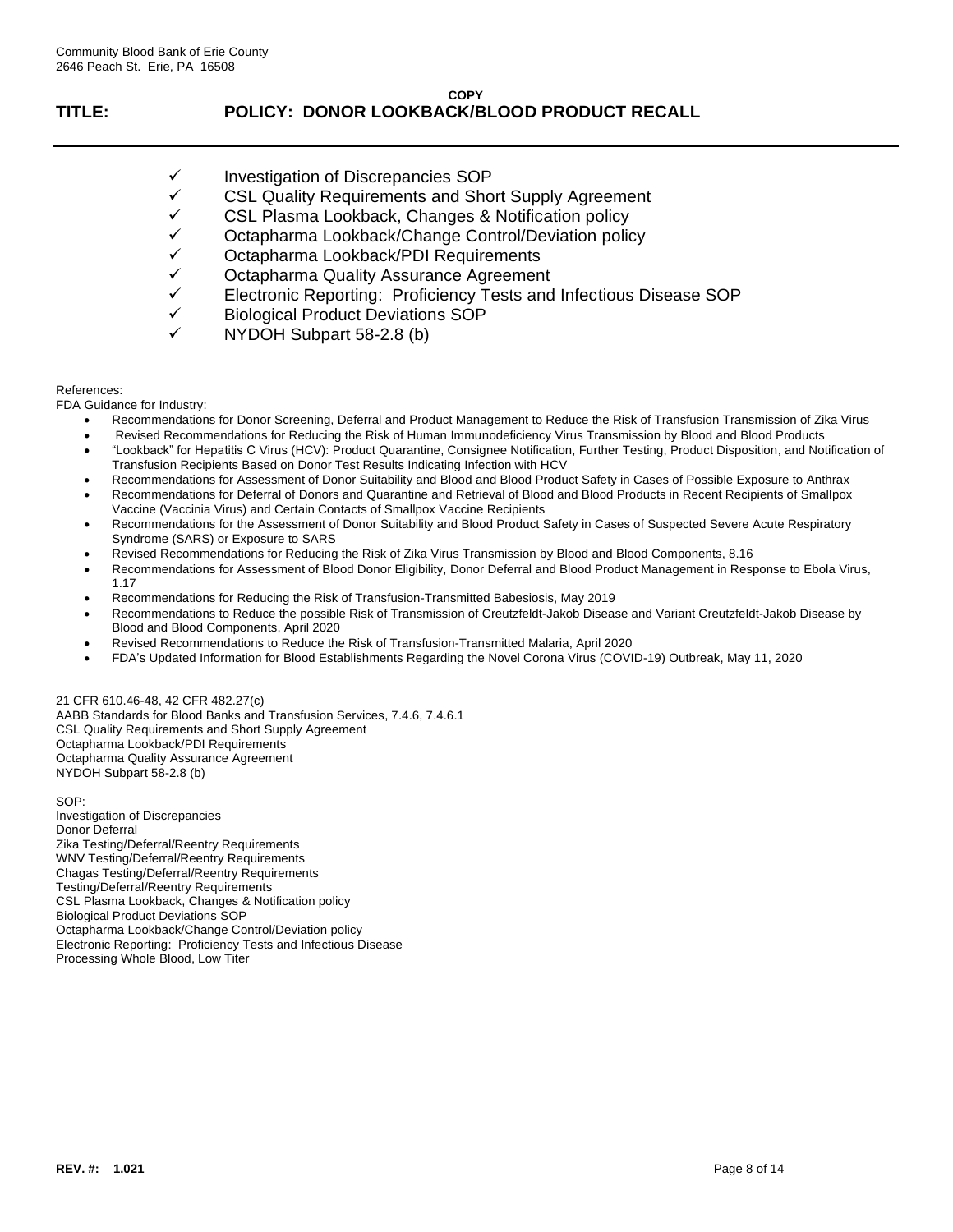- ✓ Investigation of Discrepancies SOP
- ✓ CSL Quality Requirements and Short Supply Agreement
- ✓ CSL Plasma Lookback, Changes & Notification policy
- ✓ Octapharma Lookback/Change Control/Deviation policy
- ✓ Octapharma Lookback/PDI Requirements
- ✓ Octapharma Quality Assurance Agreement
- ✓ Electronic Reporting: Proficiency Tests and Infectious Disease SOP
- ✓ Biological Product Deviations SOP
- ✓ NYDOH Subpart 58-2.8 (b)

References:

FDA Guidance for Industry:

- Recommendations for Donor Screening, Deferral and Product Management to Reduce the Risk of Transfusion Transmission of Zika Virus
- Revised Recommendations for Reducing the Risk of Human Immunodeficiency Virus Transmission by Blood and Blood Products
- "Lookback" for Hepatitis C Virus (HCV): Product Quarantine, Consignee Notification, Further Testing, Product Disposition, and Notification of Transfusion Recipients Based on Donor Test Results Indicating Infection with HCV
- Recommendations for Assessment of Donor Suitability and Blood and Blood Product Safety in Cases of Possible Exposure to Anthrax
- Recommendations for Deferral of Donors and Quarantine and Retrieval of Blood and Blood Products in Recent Recipients of Smallpox Vaccine (Vaccinia Virus) and Certain Contacts of Smallpox Vaccine Recipients
- Recommendations for the Assessment of Donor Suitability and Blood Product Safety in Cases of Suspected Severe Acute Respiratory Syndrome (SARS) or Exposure to SARS
- Revised Recommendations for Reducing the Risk of Zika Virus Transmission by Blood and Blood Components, 8.16
- Recommendations for Assessment of Blood Donor Eligibility, Donor Deferral and Blood Product Management in Response to Ebola Virus, 1.17
- Recommendations for Reducing the Risk of Transfusion-Transmitted Babesiosis, May 2019
- Recommendations to Reduce the possible Risk of Transmission of Creutzfeldt-Jakob Disease and Variant Creutzfeldt-Jakob Disease by Blood and Blood Components, April 2020
- Revised Recommendations to Reduce the Risk of Transfusion-Transmitted Malaria, April 2020
- FDA's Updated Information for Blood Establishments Regarding the Novel Corona Virus (COVID-19) Outbreak, May 11, 2020

21 CFR 610.46-48, 42 CFR 482.27(c)
AABB Standards for Blood Banks and Transfusion Services, 7.4.6, 7.4.6.1
CSL Quality Requirements and Short Supply Agreement
Octapharma Lookback/PDI Requirements
Octapharma Quality Assurance Agreement
NYDOH Subpart 58-2.8 (b)

SOP:
Investigation of Discrepancies
Donor Deferral
Zika Testing/Deferral/Reentry Requirements
WNV Testing/Deferral/Reentry Requirements
Chagas Testing/Deferral/Reentry Requirements
Testing/Deferral/Reentry Requirements
CSL Plasma Lookback, Changes & Notification policy
Biological Product Deviations SOP
Octapharma Lookback/Change Control/Deviation policy
Electronic Reporting: Proficiency Tests and Infectious Disease
Processing Whole Blood, Low Titer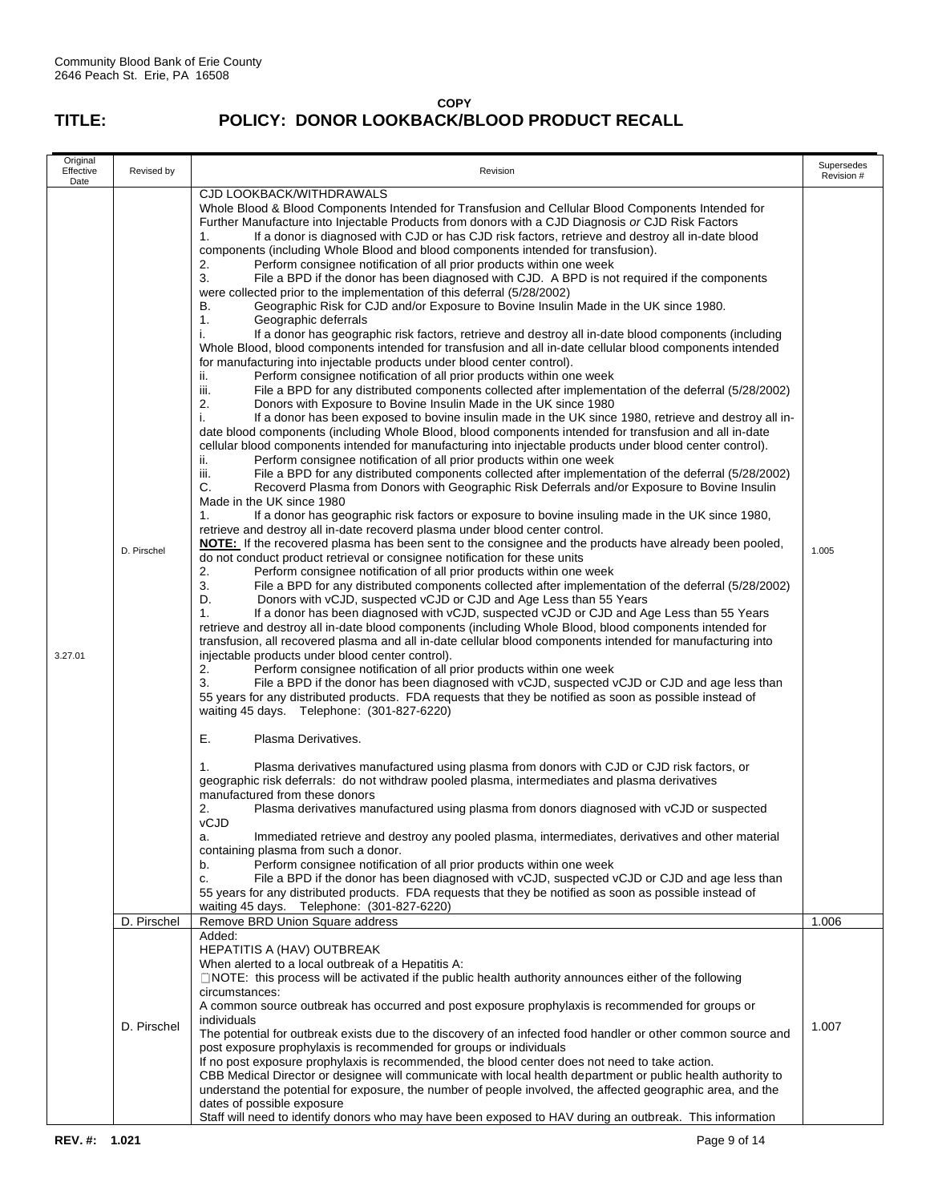Community Blood Bank of Erie County
2646 Peach St. Erie, PA 16508

**COPY**

# TITLE: POLICY: DONOR LOOKBACK/BLOOD PRODUCT RECALL

| Original Effective Date | Revised by | Revision | Supersedes Revision # |
|---|---|---|---|
| 3.27.01 | D. Pirschel | CJD LOOKBACK/WITHDRAWALS<br>Whole Blood & Blood Components Intended for Transfusion and Cellular Blood Components Intended for Further Manufacture into Injectable Products from donors with a CJD Diagnosis *or* CJD Risk Factors<br>1. If a donor is diagnosed with CJD or has CJD risk factors, retrieve and destroy all in-date blood components (including Whole Blood and blood components intended for transfusion).<br>2. Perform consignee notification of all prior products within one week<br>3. File a BPD if the donor has been diagnosed with CJD. A BPD is not required if the components were collected prior to the implementation of this deferral (5/28/2002)<br>B. Geographic Risk for CJD and/or Exposure to Bovine Insulin Made in the UK since 1980.<br>1. Geographic deferrals<br>i. If a donor has geographic risk factors, retrieve and destroy all in-date blood components (including Whole Blood, blood components intended for transfusion and all in-date cellular blood components intended for manufacturing into injectable products under blood center control).<br>ii. Perform consignee notification of all prior products within one week<br>iii. File a BPD for any distributed components collected after implementation of the deferral (5/28/2002)<br>2. Donors with Exposure to Bovine Insulin Made in the UK since 1980<br>i. If a donor has been exposed to bovine insulin made in the UK since 1980, retrieve and destroy all in-date blood components (including Whole Blood, blood components intended for transfusion and all in-date cellular blood components intended for manufacturing into injectable products under blood center control).<br>ii. Perform consignee notification of all prior products within one week<br>iii. File a BPD for any distributed components collected after implementation of the deferral (5/28/2002)<br>C. Recoverd Plasma from Donors with Geographic Risk Deferrals and/or Exposure to Bovine Insulin Made in the UK since 1980<br>1. If a donor has geographic risk factors or exposure to bovine insuling made in the UK since 1980, retrieve and destroy all in-date recoverd plasma under blood center control.<br>**NOTE:** If the recovered plasma has been sent to the consignee and the products have already been pooled, do not conduct product retrieval or consignee notification for these units<br>2. Perform consignee notification of all prior products within one week<br>3. File a BPD for any distributed components collected after implementation of the deferral (5/28/2002)<br>D. Donors with vCJD, suspected vCJD or CJD and Age Less than 55 Years<br>1. If a donor has been diagnosed with vCJD, suspected vCJD or CJD and Age Less than 55 Years retrieve and destroy all in-date blood components (including Whole Blood, blood components intended for transfusion, all recovered plasma and all in-date cellular blood components intended for manufacturing into injectable products under blood center control).<br>2. Perform consignee notification of all prior products within one week<br>3. File a BPD if the donor has been diagnosed with vCJD, suspected vCJD or CJD and age less than 55 years for any distributed products. FDA requests that they be notified as soon as possible instead of waiting 45 days. Telephone: (301-827-6220)<br><br>E. Plasma Derivatives.<br><br>1. Plasma derivatives manufactured using plasma from donors with CJD or CJD risk factors, or geographic risk deferrals: do not withdraw pooled plasma, intermediates and plasma derivatives manufactured from these donors<br>2. Plasma derivatives manufactured using plasma from donors diagnosed with vCJD or suspected vCJD<br>a. Immediated retrieve and destroy any pooled plasma, intermediates, derivatives and other material containing plasma from such a donor.<br>b. Perform consignee notification of all prior products within one week<br>c. File a BPD if the donor has been diagnosed with vCJD, suspected vCJD or CJD and age less than 55 years for any distributed products. FDA requests that they be notified as soon as possible instead of waiting 45 days. Telephone: (301-827-6220) | 1.005 |
| | D. Pirschel | Remove BRD Union Square address | 1.006 |
| | D. Pirschel | Added:<br>HEPATITIS A (HAV) OUTBREAK<br>When alerted to a local outbreak of a Hepatitis A:<br>NOTE: this process will be activated if the public health authority announces either of the following circumstances:<br>A common source outbreak has occurred and post exposure prophylaxis is recommended for groups or individuals<br>The potential for outbreak exists due to the discovery of an infected food handler or other common source and post exposure prophylaxis is recommended for groups or individuals<br>If no post exposure prophylaxis is recommended, the blood center does not need to take action.<br>CBB Medical Director or designee will communicate with local health department or public health authority to understand the potential for exposure, the number of people involved, the affected geographic area, and the dates of possible exposure<br>Staff will need to identify donors who may have been exposed to HAV during an outbreak. This information | 1.007 |

**REV. #: 1.021**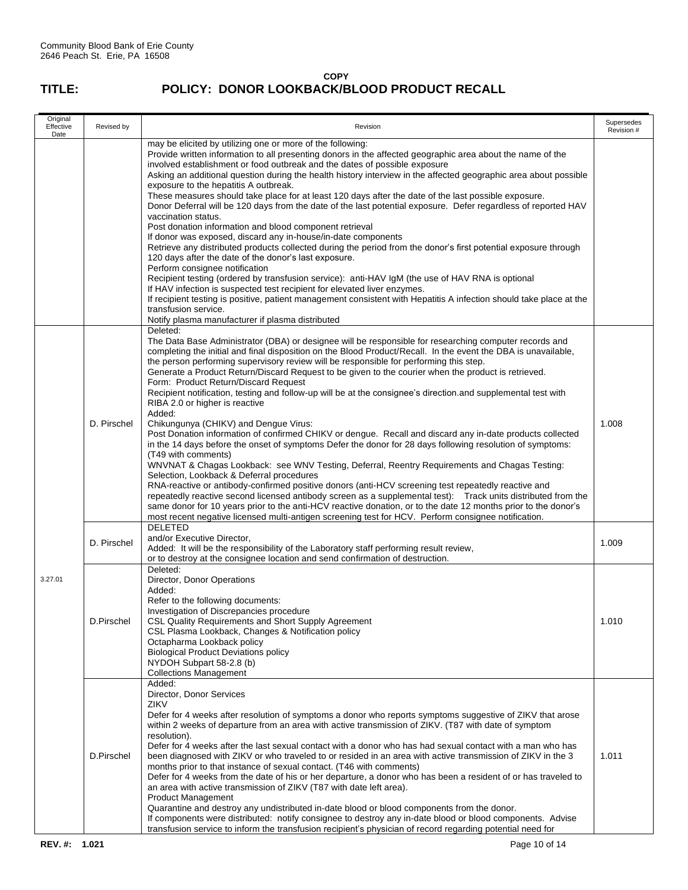Community Blood Bank of Erie County
2646 Peach St. Erie, PA 16508

**COPY**

# TITLE: POLICY: DONOR LOOKBACK/BLOOD PRODUCT RECALL

| Original Effective Date | Revised by | Revision | Supersedes Revision # |
|---|---|---|---|
| | | may be elicited by utilizing one or more of the following:<br>Provide written information to all presenting donors in the affected geographic area about the name of the involved establishment or food outbreak and the dates of possible exposure<br>Asking an additional question during the health history interview in the affected geographic area about possible exposure to the hepatitis A outbreak.<br>These measures should take place for at least 120 days after the date of the last possible exposure.<br>Donor Deferral will be 120 days from the date of the last potential exposure. Defer regardless of reported HAV vaccination status.<br>Post donation information and blood component retrieval<br>If donor was exposed, discard any in-house/in-date components<br>Retrieve any distributed products collected during the period from the donor's first potential exposure through 120 days after the date of the donor's last exposure.<br>Perform consignee notification<br>Recipient testing (ordered by transfusion service): anti-HAV IgM (the use of HAV RNA is optional<br>If HAV infection is suspected test recipient for elevated liver enzymes.<br>If recipient testing is positive, patient management consistent with Hepatitis A infection should take place at the transfusion service.<br>Notify plasma manufacturer if plasma distributed | |
| 3.27.01 | D. Pirschel | Deleted:<br>The Data Base Administrator (DBA) or designee will be responsible for researching computer records and completing the initial and final disposition on the Blood Product/Recall. In the event the DBA is unavailable, the person performing supervisory review will be responsible for performing this step.<br>Generate a Product Return/Discard Request to be given to the courier when the product is retrieved.<br>Form: Product Return/Discard Request<br>Recipient notification, testing and follow-up will be at the consignee's direction.and supplemental test with RIBA 2.0 or higher is reactive<br>Added:<br>Chikungunya (CHIKV) and Dengue Virus:<br>Post Donation information of confirmed CHIKV or dengue. Recall and discard any in-date products collected in the 14 days before the onset of symptoms Defer the donor for 28 days following resolution of symptoms: (T49 with comments)<br>WNVNAT & Chagas Lookback: see WNV Testing, Deferral, Reentry Requirements and Chagas Testing: Selection, Lookback & Deferral procedures<br>RNA-reactive or antibody-confirmed positive donors (anti-HCV screening test repeatedly reactive and repeatedly reactive second licensed antibody screen as a supplemental test): Track units distributed from the same donor for 10 years prior to the anti-HCV reactive donation, or to the date 12 months prior to the donor's most recent negative licensed multi-antigen screening test for HCV. Perform consignee notification. | 1.008 |
| | D. Pirschel | DELETED<br>and/or Executive Director,<br>Added: It will be the responsibility of the Laboratory staff performing result review,<br>or to destroy at the consignee location and send confirmation of destruction. | 1.009 |
| | D.Pirschel | Deleted:<br>Director, Donor Operations<br>Added:<br>Refer to the following documents:<br>Investigation of Discrepancies procedure<br>CSL Quality Requirements and Short Supply Agreement<br>CSL Plasma Lookback, Changes & Notification policy<br>Octapharma Lookback policy<br>Biological Product Deviations policy<br>NYDOH Subpart 58-2.8 (b)<br>Collections Management | 1.010 |
| | D.Pirschel | Added:<br>Director, Donor Services<br>ZIKV<br>Defer for 4 weeks after resolution of symptoms a donor who reports symptoms suggestive of ZIKV that arose within 2 weeks of departure from an area with active transmission of ZIKV. (T87 with date of symptom resolution).<br>Defer for 4 weeks after the last sexual contact with a donor who has had sexual contact with a man who has been diagnosed with ZIKV or who traveled to or resided in an area with active transmission of ZIKV in the 3 months prior to that instance of sexual contact. (T46 with comments)<br>Defer for 4 weeks from the date of his or her departure, a donor who has been a resident of or has traveled to an area with active transmission of ZIKV (T87 with date left area).<br>Product Management<br>Quarantine and destroy any undistributed in-date blood or blood components from the donor.<br>If components were distributed: notify consignee to destroy any in-date blood or blood components. Advise transfusion service to inform the transfusion recipient's physician of record regarding potential need for | 1.011 |

**REV. #: 1.021**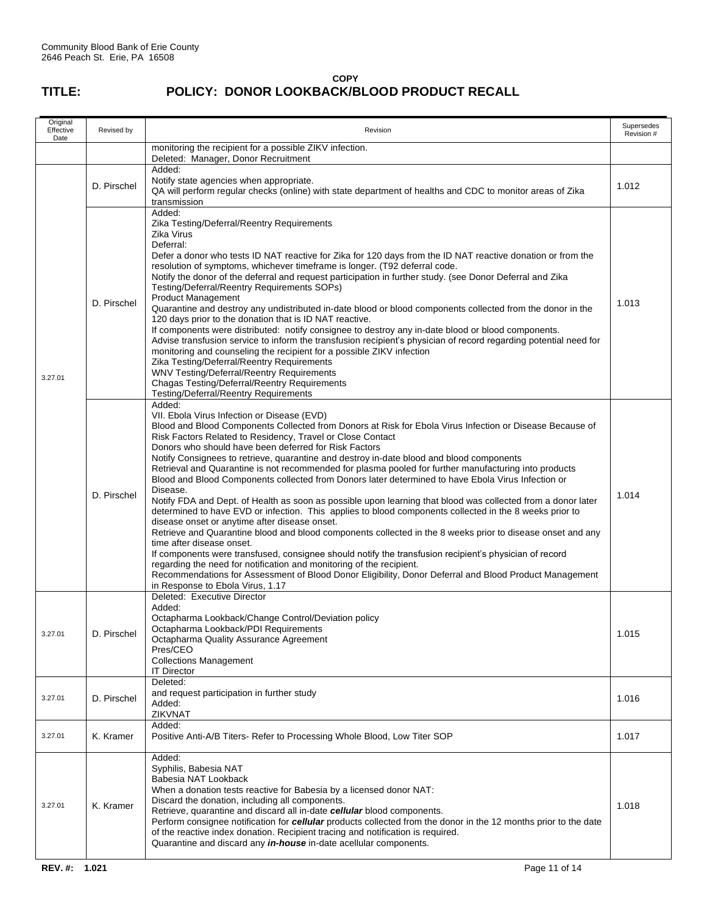Community Blood Bank of Erie County
2646 Peach St. Erie, PA 16508

**COPY**

# TITLE: POLICY: DONOR LOOKBACK/BLOOD PRODUCT RECALL

| Original Effective Date | Revised by | Revision | Supersedes Revision # |
|---|---|---|---|
| | | monitoring the recipient for a possible ZIKV infection.<br>Deleted: Manager, Donor Recruitment | |
| 3.27.01 | D. Pirschel | Added:<br>Notify state agencies when appropriate.<br>QA will perform regular checks (online) with state department of healths and CDC to monitor areas of Zika transmission | 1.012 |
| | D. Pirschel | Added:<br>Zika Testing/Deferral/Reentry Requirements<br>Zika Virus<br>Deferral:<br>Defer a donor who tests ID NAT reactive for Zika for 120 days from the ID NAT reactive donation or from the resolution of symptoms, whichever timeframe is longer. (T92 deferral code.<br>Notify the donor of the deferral and request participation in further study. (see Donor Deferral and Zika Testing/Deferral/Reentry Requirements SOPs)<br>Product Management<br>Quarantine and destroy any undistributed in-date blood or blood components collected from the donor in the 120 days prior to the donation that is ID NAT reactive.<br>If components were distributed: notify consignee to destroy any in-date blood or blood components.<br>Advise transfusion service to inform the transfusion recipient's physician of record regarding potential need for monitoring and counseling the recipient for a possible ZIKV infection<br>Zika Testing/Deferral/Reentry Requirements<br>WNV Testing/Deferral/Reentry Requirements<br>Chagas Testing/Deferral/Reentry Requirements<br>Testing/Deferral/Reentry Requirements | 1.013 |
| | D. Pirschel | Added:<br>VII. Ebola Virus Infection or Disease (EVD)<br>Blood and Blood Components Collected from Donors at Risk for Ebola Virus Infection or Disease Because of Risk Factors Related to Residency, Travel or Close Contact<br>Donors who should have been deferred for Risk Factors<br>Notify Consignees to retrieve, quarantine and destroy in-date blood and blood components<br>Retrieval and Quarantine is not recommended for plasma pooled for further manufacturing into products<br>Blood and Blood Components collected from Donors later determined to have Ebola Virus Infection or Disease.<br>Notify FDA and Dept. of Health as soon as possible upon learning that blood was collected from a donor later determined to have EVD or infection. This applies to blood components collected in the 8 weeks prior to disease onset or anytime after disease onset.<br>Retrieve and Quarantine blood and blood components collected in the 8 weeks prior to disease onset and any time after disease onset.<br>If components were transfused, consignee should notify the transfusion recipient's physician of record regarding the need for notification and monitoring of the recipient.<br>Recommendations for Assessment of Blood Donor Eligibility, Donor Deferral and Blood Product Management in Response to Ebola Virus, 1.17 | 1.014 |
| 3.27.01 | D. Pirschel | Deleted: Executive Director<br>Added:<br>Octapharma Lookback/Change Control/Deviation policy<br>Octapharma Lookback/PDI Requirements<br>Octapharma Quality Assurance Agreement<br>Pres/CEO<br>Collections Management<br>IT Director | 1.015 |
| 3.27.01 | D. Pirschel | Deleted:<br>and request participation in further study<br>Added:<br>ZIKVNAT | 1.016 |
| 3.27.01 | K. Kramer | Added:<br>Positive Anti-A/B Titers- Refer to Processing Whole Blood, Low Titer SOP | 1.017 |
| 3.27.01 | K. Kramer | Added:<br>Syphilis, Babesia NAT<br>Babesia NAT Lookback<br>When a donation tests reactive for Babesia by a licensed donor NAT:<br>Discard the donation, including all components.<br>Retrieve, quarantine and discard all in-date ***cellular*** blood components.<br>Perform consignee notification for ***cellular*** products collected from the donor in the 12 months prior to the date of the reactive index donation. Recipient tracing and notification is required.<br>Quarantine and discard any ***in-house*** in-date acellular components. | 1.018 |

**REV. #: 1.021**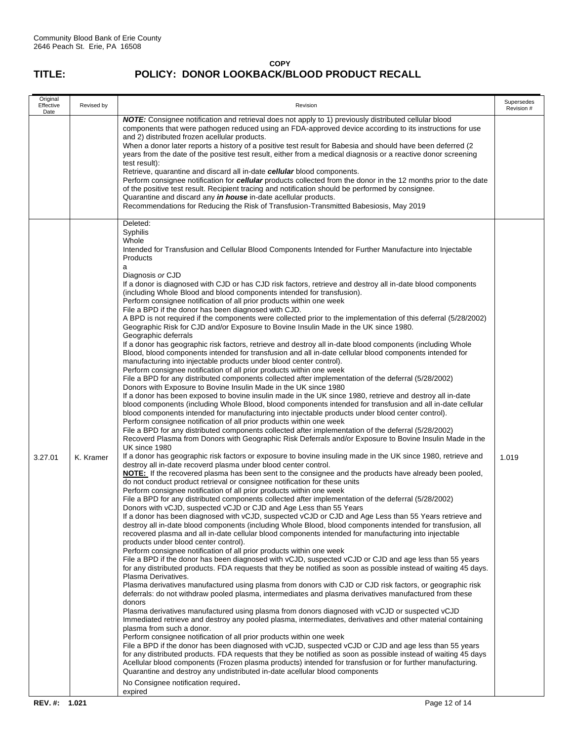Community Blood Bank of Erie County
2646 Peach St. Erie, PA 16508

**COPY**

# TITLE: POLICY: DONOR LOOKBACK/BLOOD PRODUCT RECALL

| Original Effective Date | Revised by | Revision | Supersedes Revision # |
|---|---|---|---|
| | | ***NOTE:*** Consignee notification and retrieval does not apply to 1) previously distributed cellular blood components that were pathogen reduced using an FDA-approved device according to its instructions for use and 2) distributed frozen acellular products.<br>When a donor later reports a history of a positive test result for Babesia and should have been deferred (2 years from the date of the positive test result, either from a medical diagnosis or a reactive donor screening test result):<br>Retrieve, quarantine and discard all in-date ***cellular*** blood components.<br>Perform consignee notification for ***cellular*** products collected from the donor in the 12 months prior to the date of the positive test result. Recipient tracing and notification should be performed by consignee.<br>Quarantine and discard any ***in house*** in-date acellular products.<br>Recommendations for Reducing the Risk of Transfusion-Transmitted Babesiosis, May 2019 | |
| 3.27.01 | K. Kramer | Deleted:<br>Syphilis<br>Whole<br>Intended for Transfusion and Cellular Blood Components Intended for Further Manufacture into Injectable Products<br>a<br>Diagnosis *or* CJD<br>If a donor is diagnosed with CJD or has CJD risk factors, retrieve and destroy all in-date blood components (including Whole Blood and blood components intended for transfusion).<br>Perform consignee notification of all prior products within one week<br>File a BPD if the donor has been diagnosed with CJD.<br>A BPD is not required if the components were collected prior to the implementation of this deferral (5/28/2002)<br>Geographic Risk for CJD and/or Exposure to Bovine Insulin Made in the UK since 1980.<br>Geographic deferrals<br>If a donor has geographic risk factors, retrieve and destroy all in-date blood components (including Whole Blood, blood components intended for transfusion and all in-date cellular blood components intended for manufacturing into injectable products under blood center control).<br>Perform consignee notification of all prior products within one week<br>File a BPD for any distributed components collected after implementation of the deferral (5/28/2002)<br>Donors with Exposure to Bovine Insulin Made in the UK since 1980<br>If a donor has been exposed to bovine insulin made in the UK since 1980, retrieve and destroy all in-date blood components (including Whole Blood, blood components intended for transfusion and all in-date cellular blood components intended for manufacturing into injectable products under blood center control).<br>Perform consignee notification of all prior products within one week<br>File a BPD for any distributed components collected after implementation of the deferral (5/28/2002)<br>Recoverd Plasma from Donors with Geographic Risk Deferrals and/or Exposure to Bovine Insulin Made in the UK since 1980<br>If a donor has geographic risk factors or exposure to bovine insuling made in the UK since 1980, retrieve and destroy all in-date recoverd plasma under blood center control.<br>**NOTE:** If the recovered plasma has been sent to the consignee and the products have already been pooled, do not conduct product retrieval or consignee notification for these units<br>Perform consignee notification of all prior products within one week<br>File a BPD for any distributed components collected after implementation of the deferral (5/28/2002)<br>Donors with vCJD, suspected vCJD or CJD and Age Less than 55 Years<br>If a donor has been diagnosed with vCJD, suspected vCJD or CJD and Age Less than 55 Years retrieve and destroy all in-date blood components (including Whole Blood, blood components intended for transfusion, all recovered plasma and all in-date cellular blood components intended for manufacturing into injectable products under blood center control).<br>Perform consignee notification of all prior products within one week<br>File a BPD if the donor has been diagnosed with vCJD, suspected vCJD or CJD and age less than 55 years for any distributed products. FDA requests that they be notified as soon as possible instead of waiting 45 days.<br>Plasma Derivatives.<br>Plasma derivatives manufactured using plasma from donors with CJD or CJD risk factors, or geographic risk deferrals: do not withdraw pooled plasma, intermediates and plasma derivatives manufactured from these donors<br>Plasma derivatives manufactured using plasma from donors diagnosed with vCJD or suspected vCJD Immediated retrieve and destroy any pooled plasma, intermediates, derivatives and other material containing plasma from such a donor.<br>Perform consignee notification of all prior products within one week<br>File a BPD if the donor has been diagnosed with vCJD, suspected vCJD or CJD and age less than 55 years for any distributed products. FDA requests that they be notified as soon as possible instead of waiting 45 days<br>Acellular blood components (Frozen plasma products) intended for transfusion or for further manufacturing.<br>Quarantine and destroy any undistributed in-date acellular blood components<br>No Consignee notification required.<br>expired | 1.019 |

**REV. #: 1.021**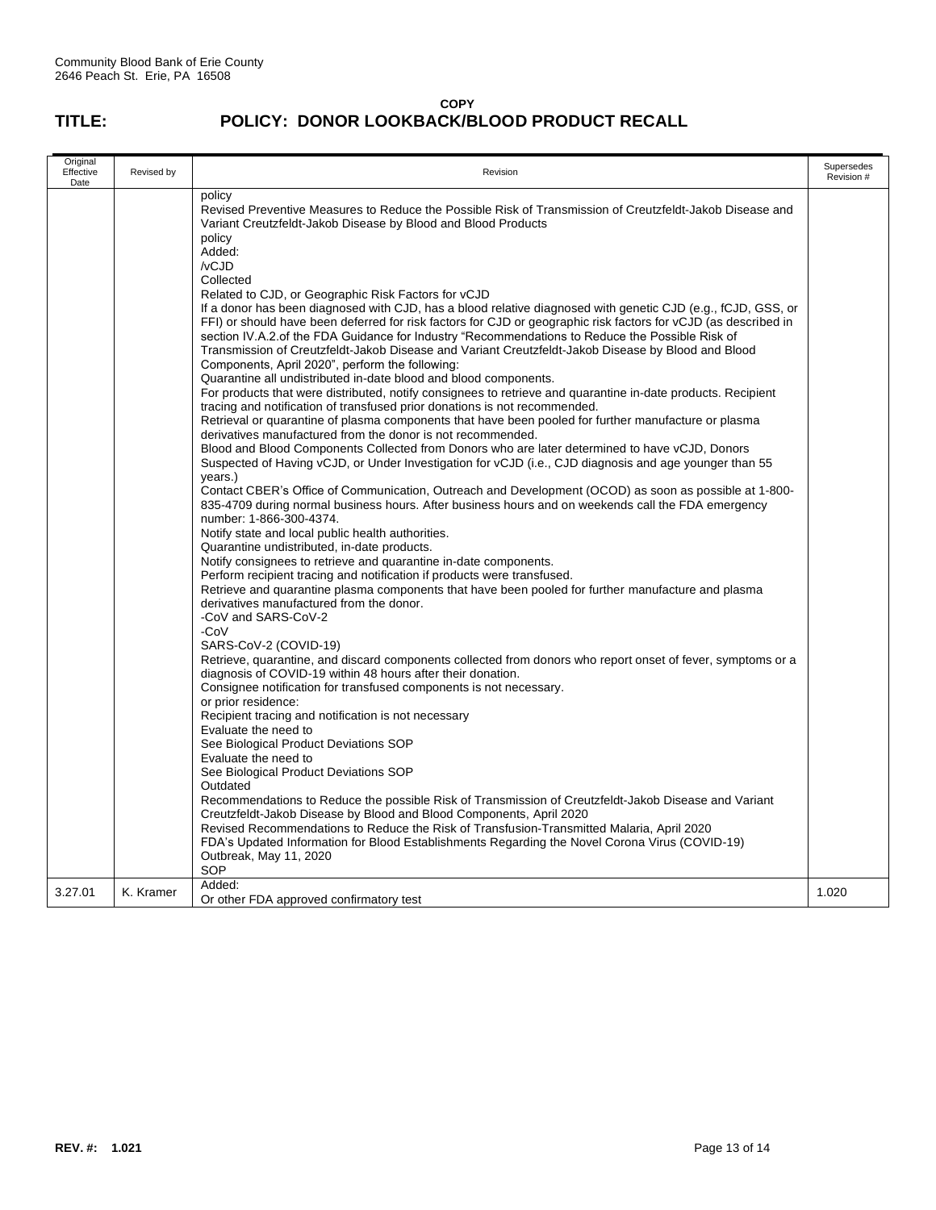Community Blood Bank of Erie County
2646 Peach St. Erie, PA 16508

**COPY**

# TITLE: POLICY: DONOR LOOKBACK/BLOOD PRODUCT RECALL

| Original Effective Date | Revised by | Revision | Supersedes Revision # |
|---|---|---|---|
| | | policy<br>Revised Preventive Measures to Reduce the Possible Risk of Transmission of Creutzfeldt-Jakob Disease and Variant Creutzfeldt-Jakob Disease by Blood and Blood Products<br>policy<br>Added:<br>/vCJD<br>Collected<br>Related to CJD, or Geographic Risk Factors for vCJD<br>If a donor has been diagnosed with CJD, has a blood relative diagnosed with genetic CJD (e.g., fCJD, GSS, or FFI) or should have been deferred for risk factors for CJD or geographic risk factors for vCJD (as described in section IV.A.2.of the FDA Guidance for Industry "Recommendations to Reduce the Possible Risk of Transmission of Creutzfeldt-Jakob Disease and Variant Creutzfeldt-Jakob Disease by Blood and Blood Components, April 2020", perform the following:<br>Quarantine all undistributed in-date blood and blood components.<br>For products that were distributed, notify consignees to retrieve and quarantine in-date products. Recipient tracing and notification of transfused prior donations is not recommended.<br>Retrieval or quarantine of plasma components that have been pooled for further manufacture or plasma derivatives manufactured from the donor is not recommended.<br>Blood and Blood Components Collected from Donors who are later determined to have vCJD, Donors Suspected of Having vCJD, or Under Investigation for vCJD (i.e., CJD diagnosis and age younger than 55 years.)<br>Contact CBER's Office of Communication, Outreach and Development (OCOD) as soon as possible at 1-800-835-4709 during normal business hours. After business hours and on weekends call the FDA emergency number: 1-866-300-4374.<br>Notify state and local public health authorities.<br>Quarantine undistributed, in-date products.<br>Notify consignees to retrieve and quarantine in-date components.<br>Perform recipient tracing and notification if products were transfused.<br>Retrieve and quarantine plasma components that have been pooled for further manufacture and plasma derivatives manufactured from the donor.<br>-CoV and SARS-CoV-2<br>-CoV<br>SARS-CoV-2 (COVID-19)<br>Retrieve, quarantine, and discard components collected from donors who report onset of fever, symptoms or a diagnosis of COVID-19 within 48 hours after their donation.<br>Consignee notification for transfused components is not necessary.<br>or prior residence:<br>Recipient tracing and notification is not necessary<br>Evaluate the need to<br>See Biological Product Deviations SOP<br>Evaluate the need to<br>See Biological Product Deviations SOP<br>Outdated<br>Recommendations to Reduce the possible Risk of Transmission of Creutzfeldt-Jakob Disease and Variant Creutzfeldt-Jakob Disease by Blood and Blood Components, April 2020<br>Revised Recommendations to Reduce the Risk of Transfusion-Transmitted Malaria, April 2020<br>FDA's Updated Information for Blood Establishments Regarding the Novel Corona Virus (COVID-19) Outbreak, May 11, 2020<br>SOP | |
| 3.27.01 | K. Kramer | Added:<br>Or other FDA approved confirmatory test | 1.020 |

**REV. #: 1.021**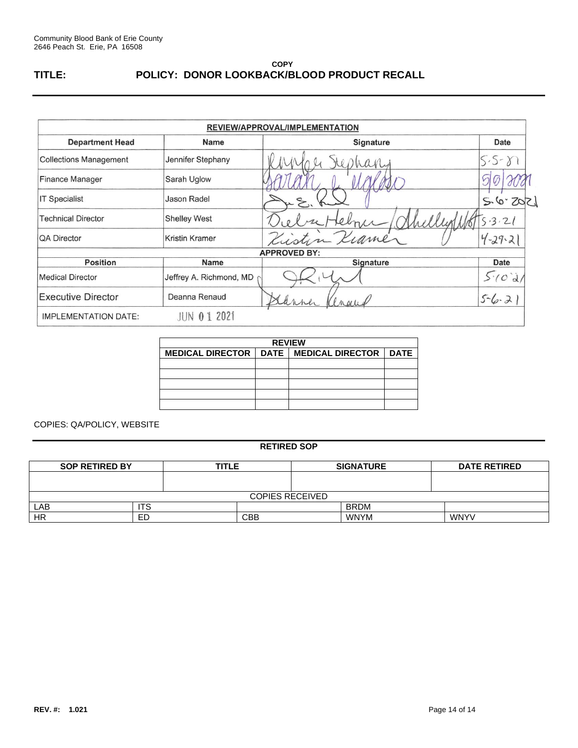Community Blood Bank of Erie County
2646 Peach St. Erie, PA 16508

**COPY**

**TITLE: POLICY: DONOR LOOKBACK/BLOOD PRODUCT RECALL**

| REVIEW/APPROVAL/IMPLEMENTATION | | | |
|---|---|---|---|
| **Department Head** | **Name** | **Signature** | **Date** |
| Collections Management | Jennifer Stephany | Jennifer Stephany | 5-5-21 |
| Finance Manager | Sarah Uglow | Sarah L Uglow | 5/6/2021 |
| IT Specialist | Jason Radel | J. E. R. | 5.6.2021 |
| Technical Director | Shelley West | Debra Helmer / Shelley West | 5.3.21 |
| QA Director | Kristin Kramer | Kristin Kramer | 4-29-21 |
| **APPROVED BY:** | | | |
| **Position** | **Name** | **Signature** | **Date** |
| Medical Director | Jeffrey A. Richmond, MD | JRichmond | 5/10/21 |
| Executive Director | Deanna Renaud | Deanna Renaud | 5-6-21 |
| IMPLEMENTATION DATE: | JUN 01 2021 | | |

| REVIEW | | | |
|---|---|---|---|
| **MEDICAL DIRECTOR** | **DATE** | **MEDICAL DIRECTOR** | **DATE** |
| | | | |
| | | | |
| | | | |
| | | | |
| | | | |

COPIES: QA/POLICY, WEBSITE

**RETIRED SOP**

| SOP RETIRED BY | TITLE | SIGNATURE | DATE RETIRED |
|---|---|---|---|
| | | | |

| COPIES RECEIVED | | | | |
|---|---|---|---|---|
| LAB | ITS | | BRDM | |
| HR | ED | CBB | WNYM | WNYV |

**REV. #: 1.021**